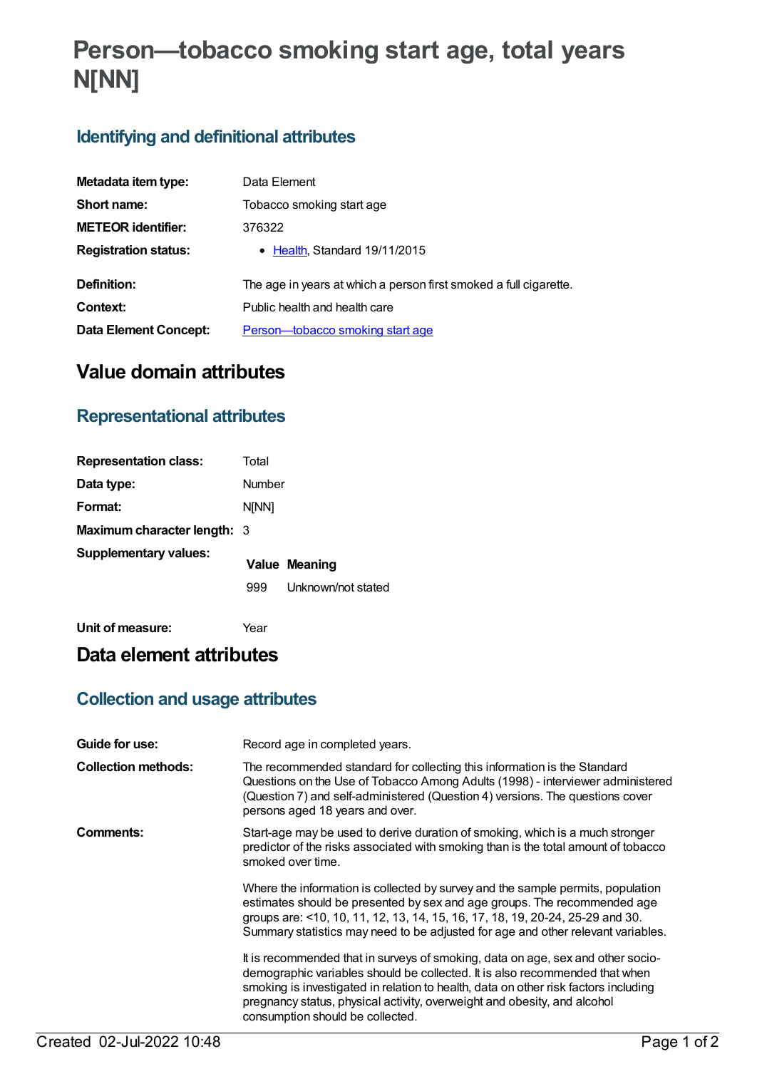# Person—tobacco smoking start age, total years N[NN]

## Identifying and definitional attributes

| | |
|---|---|
| **Metadata item type:** | Data Element |
| **Short name:** | Tobacco smoking start age |
| **METEOR identifier:** | 376322 |
| **Registration status:** | • Health, Standard 19/11/2015 |
| **Definition:** | The age in years at which a person first smoked a full cigarette. |
| **Context:** | Public health and health care |
| **Data Element Concept:** | Person—tobacco smoking start age |

# Value domain attributes

## Representational attributes

| | |
|---|---|
| **Representation class:** | Total |
| **Data type:** | Number |
| **Format:** | N[NN] |
| **Maximum character length:** | 3 |

**Supplementary values:**

| Value | Meaning |
|---|---|
| 999 | Unknown/not stated |

| | |
|---|---|
| **Unit of measure:** | Year |

# Data element attributes

## Collection and usage attributes

**Guide for use:** Record age in completed years.

**Collection methods:** The recommended standard for collecting this information is the Standard Questions on the Use of Tobacco Among Adults (1998) - interviewer administered (Question 7) and self-administered (Question 4) versions. The questions cover persons aged 18 years and over.

**Comments:** Start-age may be used to derive duration of smoking, which is a much stronger predictor of the risks associated with smoking than is the total amount of tobacco smoked over time.

Where the information is collected by survey and the sample permits, population estimates should be presented by sex and age groups. The recommended age groups are: <10, 10, 11, 12, 13, 14, 15, 16, 17, 18, 19, 20-24, 25-29 and 30. Summary statistics may need to be adjusted for age and other relevant variables.

It is recommended that in surveys of smoking, data on age, sex and other socio-demographic variables should be collected. It is also recommended that when smoking is investigated in relation to health, data on other risk factors including pregnancy status, physical activity, overweight and obesity, and alcohol consumption should be collected.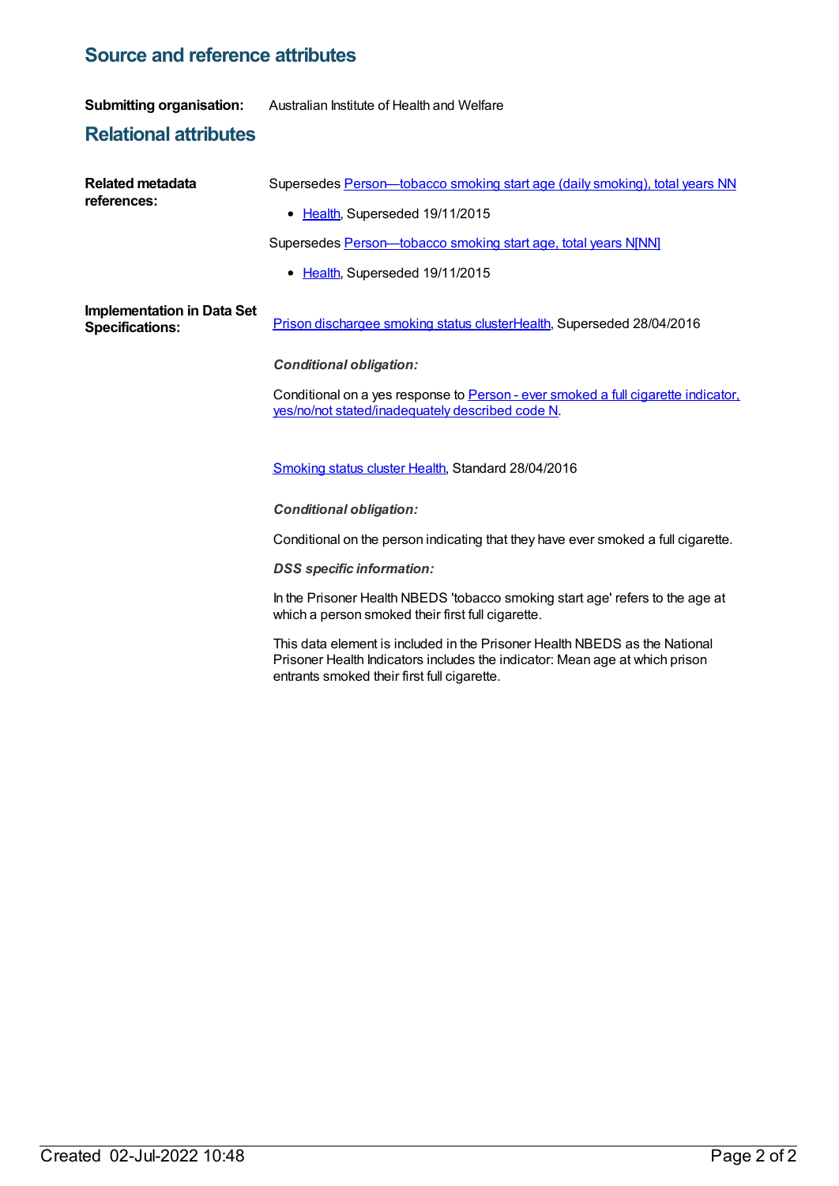## Source and reference attributes

**Submitting organisation:** Australian Institute of Health and Welfare

## Relational attributes

**Related metadata references:**

Supersedes Person—tobacco smoking start age (daily smoking), total years NN

- Health, Superseded 19/11/2015

Supersedes Person—tobacco smoking start age, total years N[NN]

- Health, Superseded 19/11/2015

**Implementation in Data Set Specifications:**

Prison dischargee smoking status clusterHealth, Superseded 28/04/2016

***Conditional obligation:***

Conditional on a yes response to Person - ever smoked a full cigarette indicator, yes/no/not stated/inadequately described code N.

Smoking status cluster Health, Standard 28/04/2016

***Conditional obligation:***

Conditional on the person indicating that they have ever smoked a full cigarette.

***DSS specific information:***

In the Prisoner Health NBEDS 'tobacco smoking start age' refers to the age at which a person smoked their first full cigarette.

This data element is included in the Prisoner Health NBEDS as the National Prisoner Health Indicators includes the indicator: Mean age at which prison entrants smoked their first full cigarette.